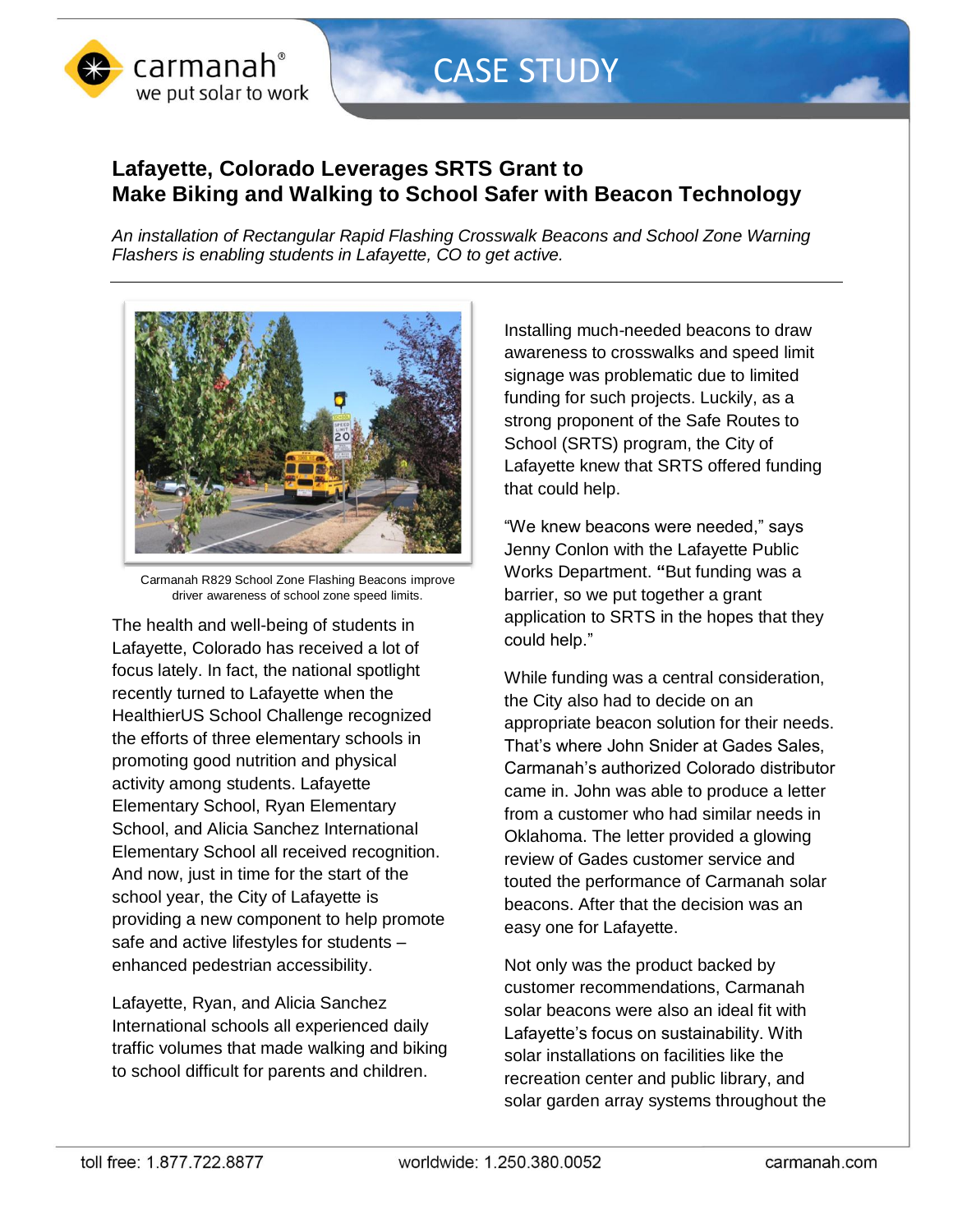# CASE STUDY

## Lafayette, Colorado Leverages SRTS Grant to Make Biking and Walking to School Safer with Beacon Technology

*An installation of Rectangular Rapid Flashing Crosswalk Beacons and School Zone Warning Flashers is enabling students in Lafayette, CO to get active.*

---

Carmanah R829 School Zone Flashing Beacons improve driver awareness of school zone speed limits.

The health and well-being of students in Lafayette, Colorado has received a lot of focus lately. In fact, the national spotlight recently turned to Lafayette when the HealthierUS School Challenge recognized the efforts of three elementary schools in promoting good nutrition and physical activity among students. Lafayette Elementary School, Ryan Elementary School, and Alicia Sanchez International Elementary School all received recognition. And now, just in time for the start of the school year, the City of Lafayette is providing a new component to help promote safe and active lifestyles for students – enhanced pedestrian accessibility.

Lafayette, Ryan, and Alicia Sanchez International schools all experienced daily traffic volumes that made walking and biking to school difficult for parents and children.

Installing much-needed beacons to draw awareness to crosswalks and speed limit signage was problematic due to limited funding for such projects. Luckily, as a strong proponent of the Safe Routes to School (SRTS) program, the City of Lafayette knew that SRTS offered funding that could help.

"We knew beacons were needed," says Jenny Conlon with the Lafayette Public Works Department. **"**But funding was a barrier, so we put together a grant application to SRTS in the hopes that they could help."

While funding was a central consideration, the City also had to decide on an appropriate beacon solution for their needs. That's where John Snider at Gades Sales, Carmanah's authorized Colorado distributor came in. John was able to produce a letter from a customer who had similar needs in Oklahoma. The letter provided a glowing review of Gades customer service and touted the performance of Carmanah solar beacons. After that the decision was an easy one for Lafayette.

Not only was the product backed by customer recommendations, Carmanah solar beacons were also an ideal fit with Lafayette's focus on sustainability. With solar installations on facilities like the recreation center and public library, and solar garden array systems throughout the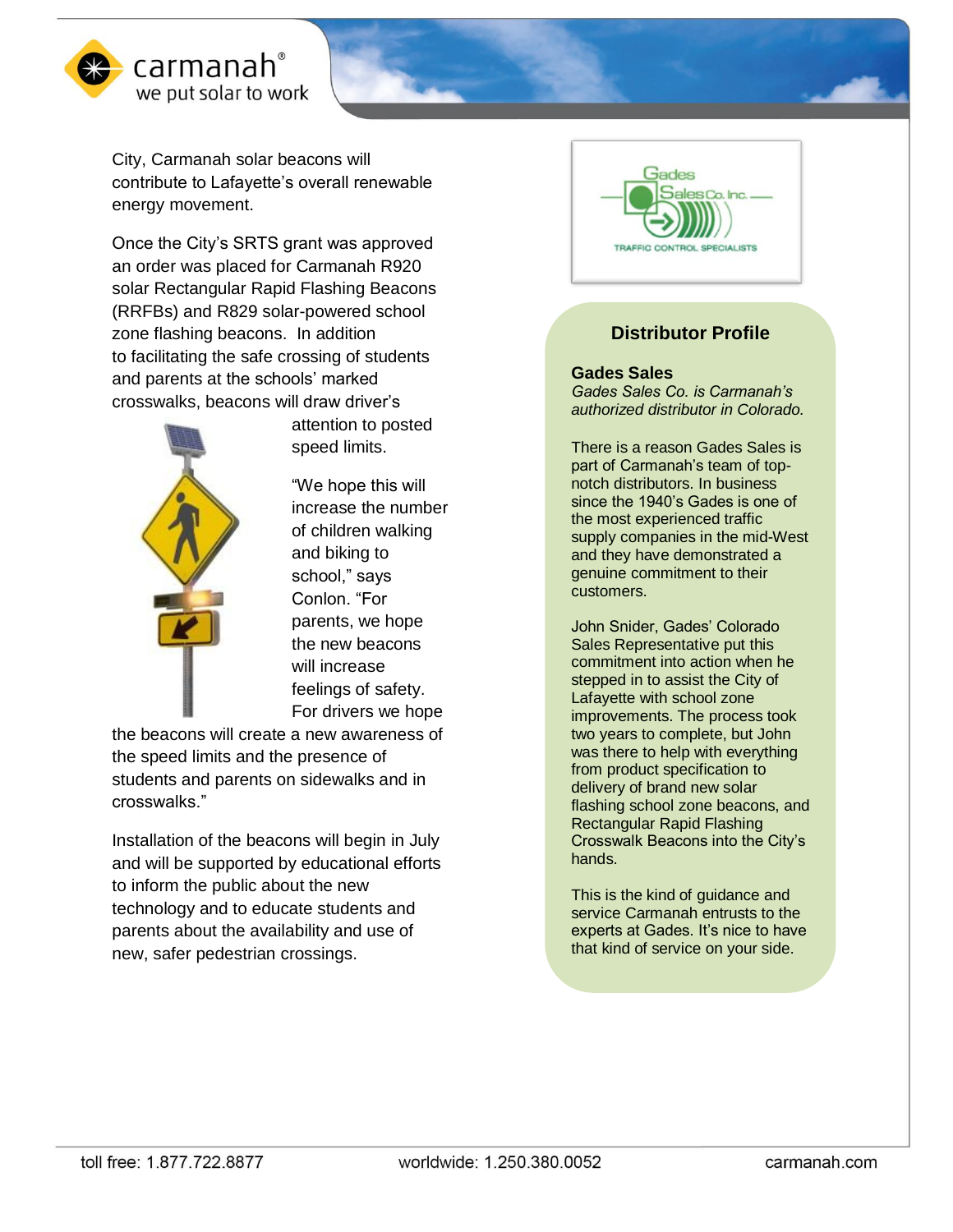City, Carmanah solar beacons will contribute to Lafayette's overall renewable energy movement.

Once the City's SRTS grant was approved an order was placed for Carmanah R920 solar Rectangular Rapid Flashing Beacons (RRFBs) and R829 solar-powered school zone flashing beacons. In addition to facilitating the safe crossing of students and parents at the schools' marked crosswalks, beacons will draw driver's attention to posted speed limits.

"We hope this will increase the number of children walking and biking to school," says Conlon. "For parents, we hope the new beacons will increase feelings of safety. For drivers we hope the beacons will create a new awareness of the speed limits and the presence of students and parents on sidewalks and in crosswalks."

Installation of the beacons will begin in July and will be supported by educational efforts to inform the public about the new technology and to educate students and parents about the availability and use of new, safer pedestrian crossings.

Gades Sales Co. Inc.
TRAFFIC CONTROL SPECIALISTS

## Distributor Profile

**Gades Sales**
*Gades Sales Co. is Carmanah's authorized distributor in Colorado.*

There is a reason Gades Sales is part of Carmanah's team of top-notch distributors. In business since the 1940's Gades is one of the most experienced traffic supply companies in the mid-West and they have demonstrated a genuine commitment to their customers.

John Snider, Gades' Colorado Sales Representative put this commitment into action when he stepped in to assist the City of Lafayette with school zone improvements. The process took two years to complete, but John was there to help with everything from product specification to delivery of brand new solar flashing school zone beacons, and Rectangular Rapid Flashing Crosswalk Beacons into the City's hands.

This is the kind of guidance and service Carmanah entrusts to the experts at Gades. It's nice to have that kind of service on your side.

toll free: 1.877.722.8877 worldwide: 1.250.380.0052 carmanah.com